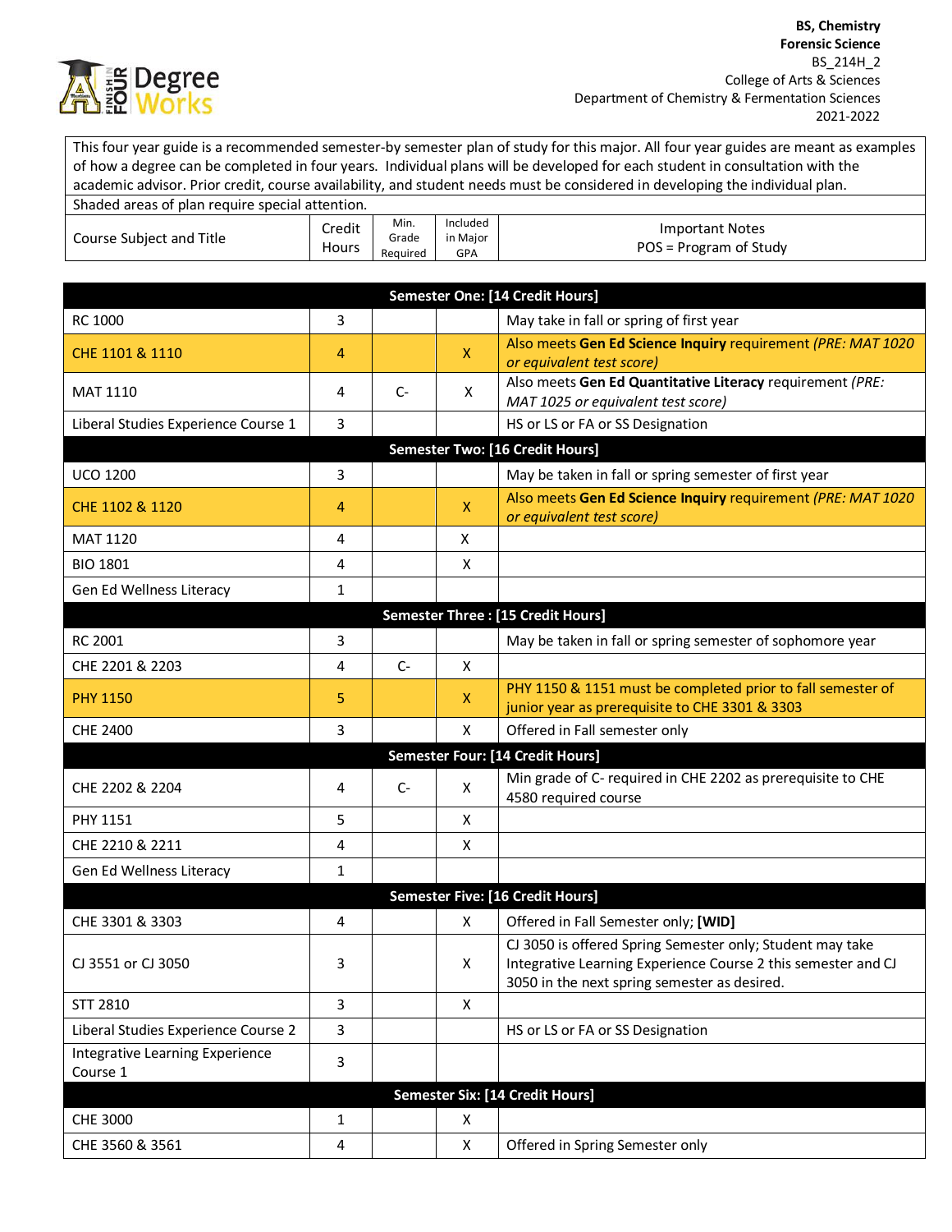**BS, Chemistry**
**Forensic Science**
BS_214H_2
College of Arts & Sciences
Department of Chemistry & Fermentation Sciences
2021-2022

This four year guide is a recommended semester-by semester plan of study for this major. All four year guides are meant as examples of how a degree can be completed in four years. Individual plans will be developed for each student in consultation with the academic advisor. Prior credit, course availability, and student needs must be considered in developing the individual plan.

Shaded areas of plan require special attention.

| Course Subject and Title | Credit Hours | Min. Grade Required | Included in Major GPA | Important Notes POS = Program of Study |
|---|---|---|---|---|
| **Semester One: [14 Credit Hours]** | | | | |
| RC 1000 | 3 | | | May take in fall or spring of first year |
| CHE 1101 & 1110 | 4 | | X | Also meets **Gen Ed Science Inquiry** requirement *(PRE: MAT 1020 or equivalent test score)* |
| MAT 1110 | 4 | C- | X | Also meets **Gen Ed Quantitative Literacy** requirement *(PRE: MAT 1025 or equivalent test score)* |
| Liberal Studies Experience Course 1 | 3 | | | HS or LS or FA or SS Designation |
| **Semester Two: [16 Credit Hours]** | | | | |
| UCO 1200 | 3 | | | May be taken in fall or spring semester of first year |
| CHE 1102 & 1120 | 4 | | X | Also meets **Gen Ed Science Inquiry** requirement *(PRE: MAT 1020 or equivalent test score)* |
| MAT 1120 | 4 | | X | |
| BIO 1801 | 4 | | X | |
| Gen Ed Wellness Literacy | 1 | | | |
| **Semester Three : [15 Credit Hours]** | | | | |
| RC 2001 | 3 | | | May be taken in fall or spring semester of sophomore year |
| CHE 2201 & 2203 | 4 | C- | X | |
| PHY 1150 | 5 | | X | PHY 1150 & 1151 must be completed prior to fall semester of junior year as prerequisite to CHE 3301 & 3303 |
| CHE 2400 | 3 | | X | Offered in Fall semester only |
| **Semester Four: [14 Credit Hours]** | | | | |
| CHE 2202 & 2204 | 4 | C- | X | Min grade of C- required in CHE 2202 as prerequisite to CHE 4580 required course |
| PHY 1151 | 5 | | X | |
| CHE 2210 & 2211 | 4 | | X | |
| Gen Ed Wellness Literacy | 1 | | | |
| **Semester Five: [16 Credit Hours]** | | | | |
| CHE 3301 & 3303 | 4 | | X | Offered in Fall Semester only; **[WID]** |
| CJ 3551 or CJ 3050 | 3 | | X | CJ 3050 is offered Spring Semester only; Student may take Integrative Learning Experience Course 2 this semester and CJ 3050 in the next spring semester as desired. |
| STT 2810 | 3 | | X | |
| Liberal Studies Experience Course 2 | 3 | | | HS or LS or FA or SS Designation |
| Integrative Learning Experience Course 1 | 3 | | | |
| **Semester Six: [14 Credit Hours]** | | | | |
| CHE 3000 | 1 | | X | |
| CHE 3560 & 3561 | 4 | | X | Offered in Spring Semester only |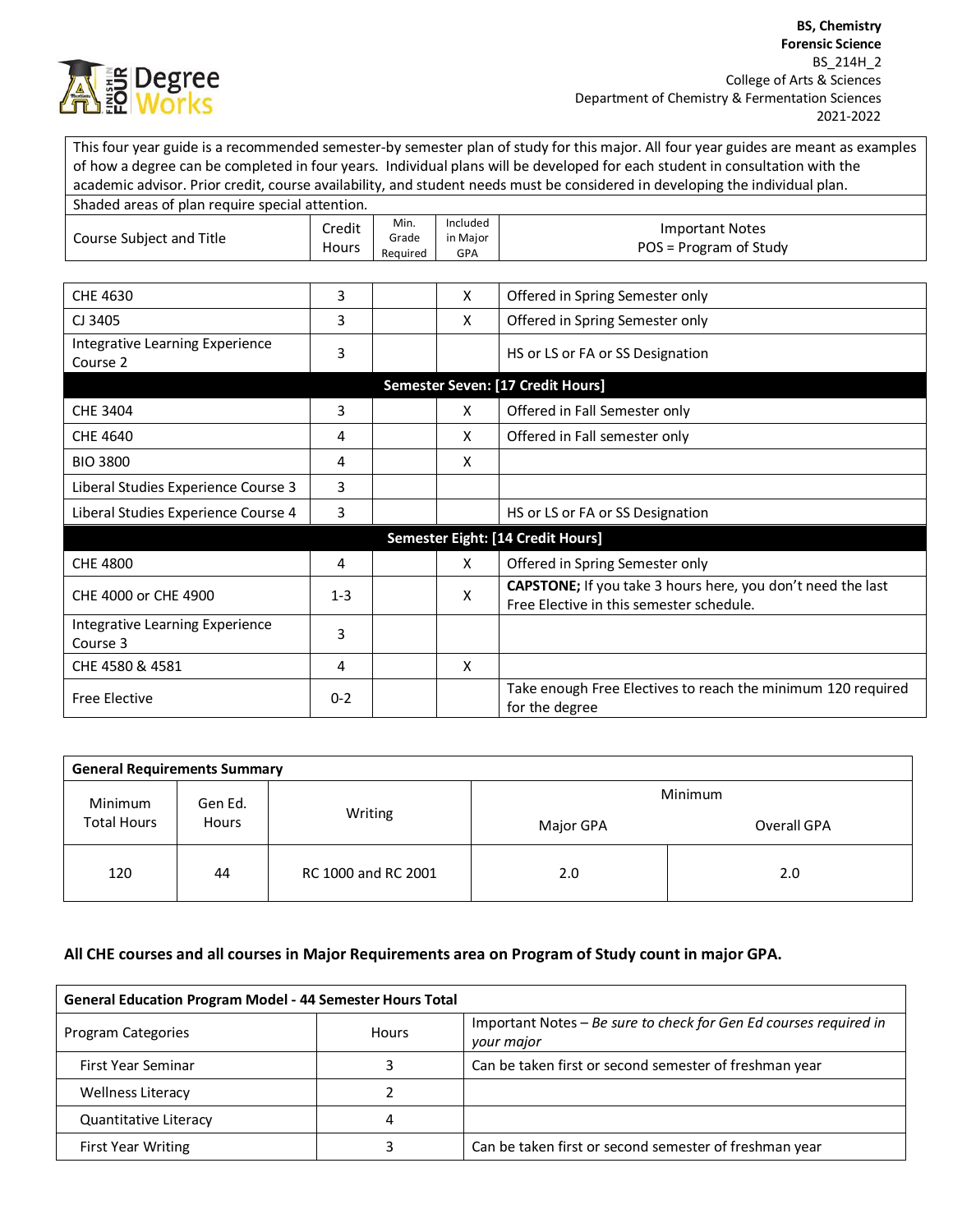**BS, Chemistry**
**Forensic Science**
BS_214H_2
College of Arts & Sciences
Department of Chemistry & Fermentation Sciences
2021-2022

This four year guide is a recommended semester-by semester plan of study for this major. All four year guides are meant as examples of how a degree can be completed in four years. Individual plans will be developed for each student in consultation with the academic advisor. Prior credit, course availability, and student needs must be considered in developing the individual plan.

Shaded areas of plan require special attention.

| Course Subject and Title | Credit Hours | Min. Grade Required | Included in Major GPA | Important Notes POS = Program of Study |
|---|---|---|---|---|
| CHE 4630 | 3 | | X | Offered in Spring Semester only |
| CJ 3405 | 3 | | X | Offered in Spring Semester only |
| Integrative Learning Experience Course 2 | 3 | | | HS or LS or FA or SS Designation |
| **Semester Seven: [17 Credit Hours]** | | | | |
| CHE 3404 | 3 | | X | Offered in Fall Semester only |
| CHE 4640 | 4 | | X | Offered in Fall semester only |
| BIO 3800 | 4 | | X | |
| Liberal Studies Experience Course 3 | 3 | | | |
| Liberal Studies Experience Course 4 | 3 | | | HS or LS or FA or SS Designation |
| **Semester Eight: [14 Credit Hours]** | | | | |
| CHE 4800 | 4 | | X | Offered in Spring Semester only |
| CHE 4000 or CHE 4900 | 1-3 | | X | **CAPSTONE;** If you take 3 hours here, you don't need the last Free Elective in this semester schedule. |
| Integrative Learning Experience Course 3 | 3 | | | |
| CHE 4580 & 4581 | 4 | | X | |
| Free Elective | 0-2 | | | Take enough Free Electives to reach the minimum 120 required for the degree |

| **General Requirements Summary** | | | | |
|---|---|---|---|---|
| Minimum Total Hours | Gen Ed. Hours | Writing | Minimum Major GPA | Minimum Overall GPA |
| 120 | 44 | RC 1000 and RC 2001 | 2.0 | 2.0 |

**All CHE courses and all courses in Major Requirements area on Program of Study count in major GPA.**

| **General Education Program Model - 44 Semester Hours Total** | | |
|---|---|---|
| Program Categories | Hours | Important Notes – *Be sure to check for Gen Ed courses required in your major* |
| First Year Seminar | 3 | Can be taken first or second semester of freshman year |
| Wellness Literacy | 2 | |
| Quantitative Literacy | 4 | |
| First Year Writing | 3 | Can be taken first or second semester of freshman year |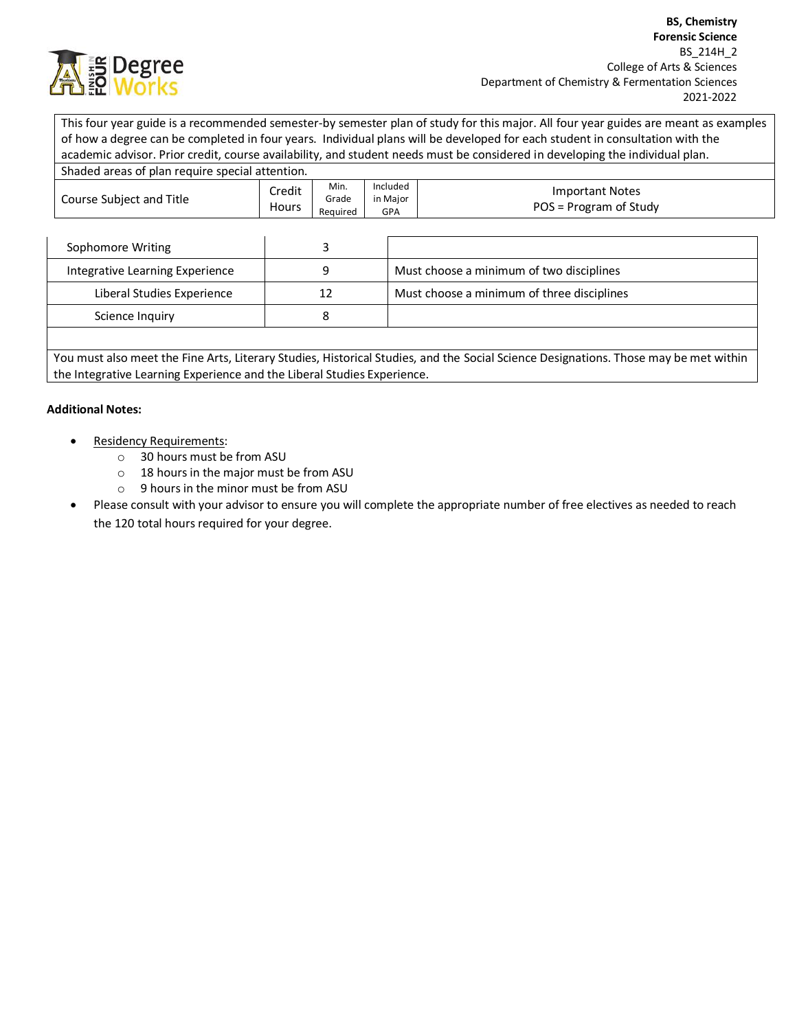**BS, Chemistry**
**Forensic Science**
BS_214H_2
College of Arts & Sciences
Department of Chemistry & Fermentation Sciences
2021-2022

This four year guide is a recommended semester-by semester plan of study for this major. All four year guides are meant as examples of how a degree can be completed in four years. Individual plans will be developed for each student in consultation with the academic advisor. Prior credit, course availability, and student needs must be considered in developing the individual plan.

Shaded areas of plan require special attention.

| Course Subject and Title | Credit Hours | Min. Grade Required | Included in Major GPA | Important Notes POS = Program of Study |
|---|---|---|---|---|
| Sophomore Writing | 3 | | | |
| Integrative Learning Experience | 9 | | | Must choose a minimum of two disciplines |
| Liberal Studies Experience | 12 | | | Must choose a minimum of three disciplines |
| Science Inquiry | 8 | | | |

You must also meet the Fine Arts, Literary Studies, Historical Studies, and the Social Science Designations. Those may be met within the Integrative Learning Experience and the Liberal Studies Experience.

**Additional Notes:**

- Residency Requirements:
  - 30 hours must be from ASU
  - 18 hours in the major must be from ASU
  - 9 hours in the minor must be from ASU
- Please consult with your advisor to ensure you will complete the appropriate number of free electives as needed to reach the 120 total hours required for your degree.